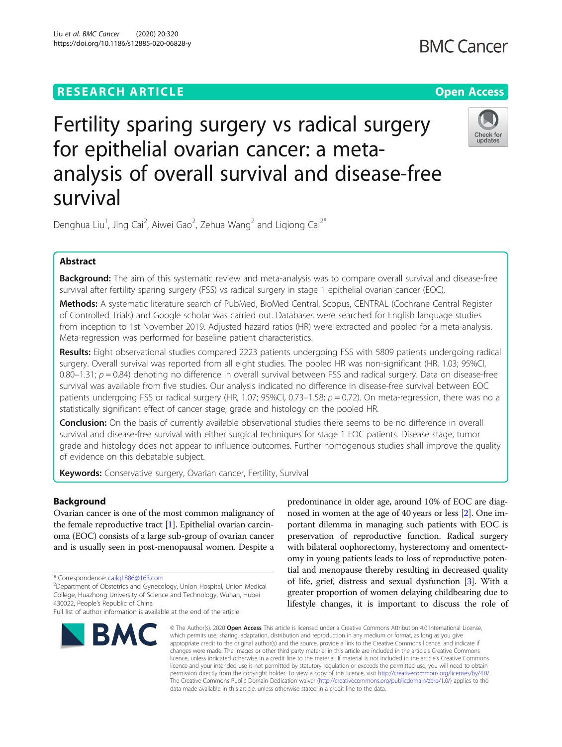RESEARCH ARTICLE

Open Access

# Fertility sparing surgery vs radical surgery for epithelial ovarian cancer: a meta-analysis of overall survival and disease-free survival

Denghua Liu[1], Jing Cai[2], Aiwei Gao[2], Zehua Wang[2] and Liqiong Cai[2*]

## Abstract

**Background:** The aim of this systematic review and meta-analysis was to compare overall survival and disease-free survival after fertility sparing surgery (FSS) vs radical surgery in stage 1 epithelial ovarian cancer (EOC).

**Methods:** A systematic literature search of PubMed, BioMed Central, Scopus, CENTRAL (Cochrane Central Register of Controlled Trials) and Google scholar was carried out. Databases were searched for English language studies from inception to 1st November 2019. Adjusted hazard ratios (HR) were extracted and pooled for a meta-analysis. Meta-regression was performed for baseline patient characteristics.

**Results:** Eight observational studies compared 2223 patients undergoing FSS with 5809 patients undergoing radical surgery. Overall survival was reported from all eight studies. The pooled HR was non-significant (HR, 1.03; 95%CI, 0.80–1.31; $p = 0.84$) denoting no difference in overall survival between FSS and radical surgery. Data on disease-free survival was available from five studies. Our analysis indicated no difference in disease-free survival between EOC patients undergoing FSS or radical surgery (HR, 1.07; 95%CI, 0.73–1.58; $p = 0.72$). On meta-regression, there was no a statistically significant effect of cancer stage, grade and histology on the pooled HR.

**Conclusion:** On the basis of currently available observational studies there seems to be no difference in overall survival and disease-free survival with either surgical techniques for stage 1 EOC patients. Disease stage, tumor grade and histology does not appear to influence outcomes. Further homogenous studies shall improve the quality of evidence on this debatable subject.

**Keywords:** Conservative surgery, Ovarian cancer, Fertility, Survival

## Background

Ovarian cancer is one of the most common malignancy of the female reproductive tract [1]. Epithelial ovarian carcinoma (EOC) consists of a large sub-group of ovarian cancer and is usually seen in post-menopausal women. Despite a predominance in older age, around 10% of EOC are diagnosed in women at the age of 40 years or less [2]. One important dilemma in managing such patients with EOC is preservation of reproductive function. Radical surgery with bilateral oophorectomy, hysterectomy and omentectomy in young patients leads to loss of reproductive potential and menopause thereby resulting in decreased quality of life, grief, distress and sexual dysfunction [3]. With a greater proportion of women delaying childbearing due to lifestyle changes, it is important to discuss the role of

* Correspondence: cailq1886@163.com
[2]Department of Obstetrics and Gynecology, Union Hospital, Union Medical College, Huazhong University of Science and Technology, Wuhan, Hubei 430022, People's Republic of China
Full list of author information is available at the end of the article

© The Author(s). 2020 **Open Access** This article is licensed under a Creative Commons Attribution 4.0 International License, which permits use, sharing, adaptation, distribution and reproduction in any medium or format, as long as you give appropriate credit to the original author(s) and the source, provide a link to the Creative Commons licence, and indicate if changes were made. The images or other third party material in this article are included in the article's Creative Commons licence, unless indicated otherwise in a credit line to the material. If material is not included in the article's Creative Commons licence and your intended use is not permitted by statutory regulation or exceeds the permitted use, you will need to obtain permission directly from the copyright holder. To view a copy of this licence, visit http://creativecommons.org/licenses/by/4.0/. The Creative Commons Public Domain Dedication waiver (http://creativecommons.org/publicdomain/zero/1.0/) applies to the data made available in this article, unless otherwise stated in a credit line to the data.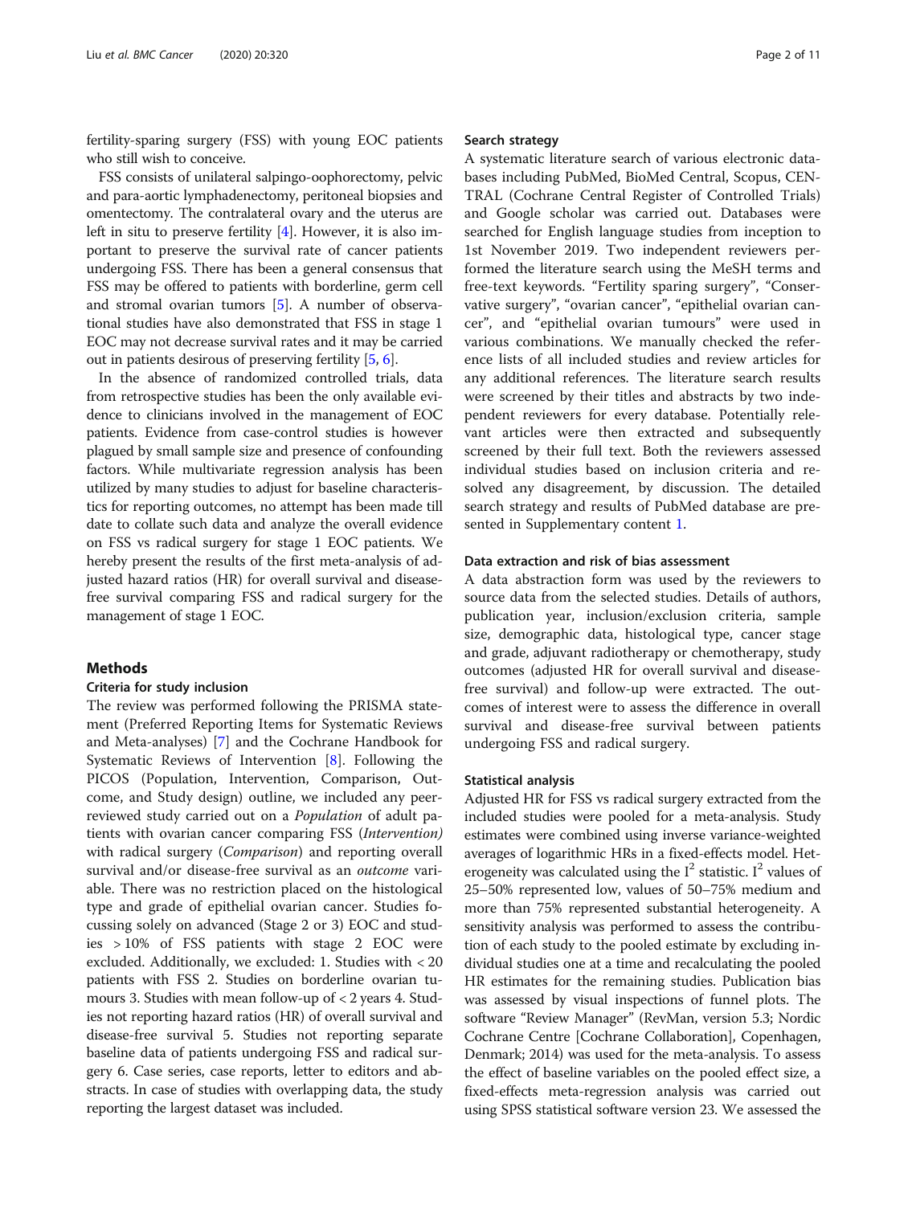fertility-sparing surgery (FSS) with young EOC patients who still wish to conceive.

FSS consists of unilateral salpingo-oophorectomy, pelvic and para-aortic lymphadenectomy, peritoneal biopsies and omentectomy. The contralateral ovary and the uterus are left in situ to preserve fertility [4]. However, it is also important to preserve the survival rate of cancer patients undergoing FSS. There has been a general consensus that FSS may be offered to patients with borderline, germ cell and stromal ovarian tumors [5]. A number of observational studies have also demonstrated that FSS in stage 1 EOC may not decrease survival rates and it may be carried out in patients desirous of preserving fertility [5, 6].

In the absence of randomized controlled trials, data from retrospective studies has been the only available evidence to clinicians involved in the management of EOC patients. Evidence from case-control studies is however plagued by small sample size and presence of confounding factors. While multivariate regression analysis has been utilized by many studies to adjust for baseline characteristics for reporting outcomes, no attempt has been made till date to collate such data and analyze the overall evidence on FSS vs radical surgery for stage 1 EOC patients. We hereby present the results of the first meta-analysis of adjusted hazard ratios (HR) for overall survival and disease-free survival comparing FSS and radical surgery for the management of stage 1 EOC.

## Methods

### Criteria for study inclusion

The review was performed following the PRISMA statement (Preferred Reporting Items for Systematic Reviews and Meta-analyses) [7] and the Cochrane Handbook for Systematic Reviews of Intervention [8]. Following the PICOS (Population, Intervention, Comparison, Outcome, and Study design) outline, we included any peer-reviewed study carried out on a *Population* of adult patients with ovarian cancer comparing FSS (*Intervention*) with radical surgery (*Comparison*) and reporting overall survival and/or disease-free survival as an *outcome* variable. There was no restriction placed on the histological type and grade of epithelial ovarian cancer. Studies focussing solely on advanced (Stage 2 or 3) EOC and studies > 10% of FSS patients with stage 2 EOC were excluded. Additionally, we excluded: 1. Studies with < 20 patients with FSS 2. Studies on borderline ovarian tumours 3. Studies with mean follow-up of < 2 years 4. Studies not reporting hazard ratios (HR) of overall survival and disease-free survival 5. Studies not reporting separate baseline data of patients undergoing FSS and radical surgery 6. Case series, case reports, letter to editors and abstracts. In case of studies with overlapping data, the study reporting the largest dataset was included.

### Search strategy

A systematic literature search of various electronic databases including PubMed, BioMed Central, Scopus, CENTRAL (Cochrane Central Register of Controlled Trials) and Google scholar was carried out. Databases were searched for English language studies from inception to 1st November 2019. Two independent reviewers performed the literature search using the MeSH terms and free-text keywords. "Fertility sparing surgery", "Conservative surgery", "ovarian cancer", "epithelial ovarian cancer", and "epithelial ovarian tumours" were used in various combinations. We manually checked the reference lists of all included studies and review articles for any additional references. The literature search results were screened by their titles and abstracts by two independent reviewers for every database. Potentially relevant articles were then extracted and subsequently screened by their full text. Both the reviewers assessed individual studies based on inclusion criteria and resolved any disagreement, by discussion. The detailed search strategy and results of PubMed database are presented in Supplementary content 1.

### Data extraction and risk of bias assessment

A data abstraction form was used by the reviewers to source data from the selected studies. Details of authors, publication year, inclusion/exclusion criteria, sample size, demographic data, histological type, cancer stage and grade, adjuvant radiotherapy or chemotherapy, study outcomes (adjusted HR for overall survival and disease-free survival) and follow-up were extracted. The outcomes of interest were to assess the difference in overall survival and disease-free survival between patients undergoing FSS and radical surgery.

### Statistical analysis

Adjusted HR for FSS vs radical surgery extracted from the included studies were pooled for a meta-analysis. Study estimates were combined using inverse variance-weighted averages of logarithmic HRs in a fixed-effects model. Heterogeneity was calculated using the $I^2$ statistic. $I^2$ values of 25–50% represented low, values of 50–75% medium and more than 75% represented substantial heterogeneity. A sensitivity analysis was performed to assess the contribution of each study to the pooled estimate by excluding individual studies one at a time and recalculating the pooled HR estimates for the remaining studies. Publication bias was assessed by visual inspections of funnel plots. The software "Review Manager" (RevMan, version 5.3; Nordic Cochrane Centre [Cochrane Collaboration], Copenhagen, Denmark; 2014) was used for the meta-analysis. To assess the effect of baseline variables on the pooled effect size, a fixed-effects meta-regression analysis was carried out using SPSS statistical software version 23. We assessed the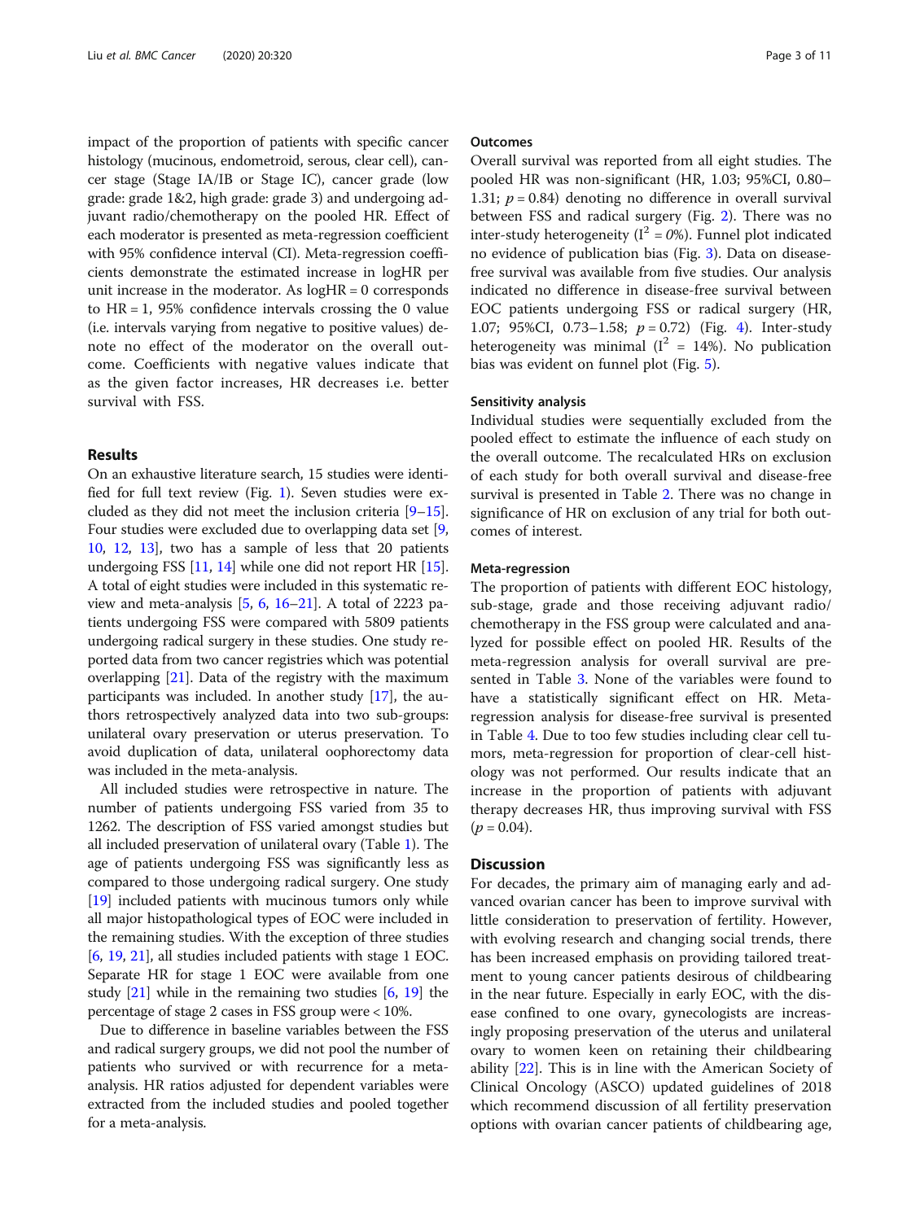impact of the proportion of patients with specific cancer histology (mucinous, endometroid, serous, clear cell), cancer stage (Stage IA/IB or Stage IC), cancer grade (low grade: grade 1&2, high grade: grade 3) and undergoing adjuvant radio/chemotherapy on the pooled HR. Effect of each moderator is presented as meta-regression coefficient with 95% confidence interval (CI). Meta-regression coefficients demonstrate the estimated increase in logHR per unit increase in the moderator. As logHR = 0 corresponds to HR = 1, 95% confidence intervals crossing the 0 value (i.e. intervals varying from negative to positive values) denote no effect of the moderator on the overall outcome. Coefficients with negative values indicate that as the given factor increases, HR decreases i.e. better survival with FSS.

## Results

On an exhaustive literature search, 15 studies were identified for full text review (Fig. 1). Seven studies were excluded as they did not meet the inclusion criteria [9–15]. Four studies were excluded due to overlapping data set [9, 10, 12, 13], two has a sample of less that 20 patients undergoing FSS [11, 14] while one did not report HR [15]. A total of eight studies were included in this systematic review and meta-analysis [5, 6, 16–21]. A total of 2223 patients undergoing FSS were compared with 5809 patients undergoing radical surgery in these studies. One study reported data from two cancer registries which was potential overlapping [21]. Data of the registry with the maximum participants was included. In another study [17], the authors retrospectively analyzed data into two sub-groups: unilateral ovary preservation or uterus preservation. To avoid duplication of data, unilateral oophorectomy data was included in the meta-analysis.

All included studies were retrospective in nature. The number of patients undergoing FSS varied from 35 to 1262. The description of FSS varied amongst studies but all included preservation of unilateral ovary (Table 1). The age of patients undergoing FSS was significantly less as compared to those undergoing radical surgery. One study [19] included patients with mucinous tumors only while all major histopathological types of EOC were included in the remaining studies. With the exception of three studies [6, 19, 21], all studies included patients with stage 1 EOC. Separate HR for stage 1 EOC were available from one study [21] while in the remaining two studies [6, 19] the percentage of stage 2 cases in FSS group were < 10%.

Due to difference in baseline variables between the FSS and radical surgery groups, we did not pool the number of patients who survived or with recurrence for a meta-analysis. HR ratios adjusted for dependent variables were extracted from the included studies and pooled together for a meta-analysis.

### Outcomes

Overall survival was reported from all eight studies. The pooled HR was non-significant (HR, 1.03; 95%CI, 0.80–1.31; $p = 0.84$) denoting no difference in overall survival between FSS and radical surgery (Fig. 2). There was no inter-study heterogeneity ($I^2 = 0\%$). Funnel plot indicated no evidence of publication bias (Fig. 3). Data on disease-free survival was available from five studies. Our analysis indicated no difference in disease-free survival between EOC patients undergoing FSS or radical surgery (HR, 1.07; 95%CI, 0.73–1.58; $p = 0.72$) (Fig. 4). Inter-study heterogeneity was minimal ($I^2 = 14\%$). No publication bias was evident on funnel plot (Fig. 5).

### Sensitivity analysis

Individual studies were sequentially excluded from the pooled effect to estimate the influence of each study on the overall outcome. The recalculated HRs on exclusion of each study for both overall survival and disease-free survival is presented in Table 2. There was no change in significance of HR on exclusion of any trial for both outcomes of interest.

### Meta-regression

The proportion of patients with different EOC histology, sub-stage, grade and those receiving adjuvant radio/chemotherapy in the FSS group were calculated and analyzed for possible effect on pooled HR. Results of the meta-regression analysis for overall survival are presented in Table 3. None of the variables were found to have a statistically significant effect on HR. Meta-regression analysis for disease-free survival is presented in Table 4. Due to too few studies including clear cell tumors, meta-regression for proportion of clear-cell histology was not performed. Our results indicate that an increase in the proportion of patients with adjuvant therapy decreases HR, thus improving survival with FSS ($p = 0.04$).

## Discussion

For decades, the primary aim of managing early and advanced ovarian cancer has been to improve survival with little consideration to preservation of fertility. However, with evolving research and changing social trends, there has been increased emphasis on providing tailored treatment to young cancer patients desirous of childbearing in the near future. Especially in early EOC, with the disease confined to one ovary, gynecologists are increasingly proposing preservation of the uterus and unilateral ovary to women keen on retaining their childbearing ability [22]. This is in line with the American Society of Clinical Oncology (ASCO) updated guidelines of 2018 which recommend discussion of all fertility preservation options with ovarian cancer patients of childbearing age,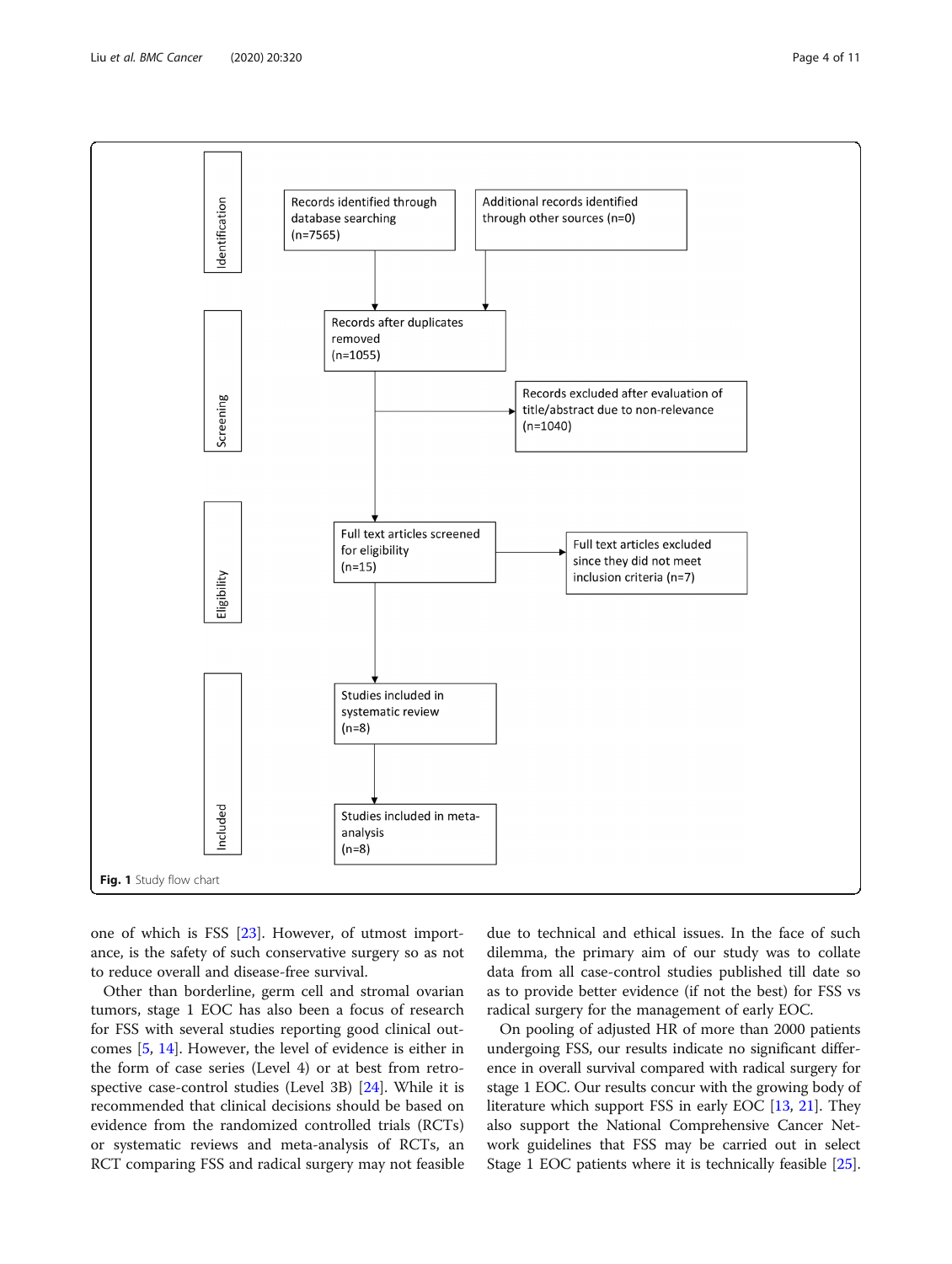Identification

Records identified through database searching (n=7565)

Additional records identified through other sources (n=0)

Screening

Records after duplicates removed (n=1055)

Records excluded after evaluation of title/abstract due to non-relevance (n=1040)

Eligibility

Full text articles screened for eligibility (n=15)

Full text articles excluded since they did not meet inclusion criteria (n=7)

Included

Studies included in systematic review (n=8)

Studies included in meta-analysis (n=8)

**Fig. 1** Study flow chart

one of which is FSS [23]. However, of utmost importance, is the safety of such conservative surgery so as not to reduce overall and disease-free survival.

Other than borderline, germ cell and stromal ovarian tumors, stage 1 EOC has also been a focus of research for FSS with several studies reporting good clinical outcomes [5, 14]. However, the level of evidence is either in the form of case series (Level 4) or at best from retrospective case-control studies (Level 3B) [24]. While it is recommended that clinical decisions should be based on evidence from the randomized controlled trials (RCTs) or systematic reviews and meta-analysis of RCTs, an RCT comparing FSS and radical surgery may not feasible due to technical and ethical issues. In the face of such dilemma, the primary aim of our study was to collate data from all case-control studies published till date so as to provide better evidence (if not the best) for FSS vs radical surgery for the management of early EOC.

On pooling of adjusted HR of more than 2000 patients undergoing FSS, our results indicate no significant difference in overall survival compared with radical surgery for stage 1 EOC. Our results concur with the growing body of literature which support FSS in early EOC [13, 21]. They also support the National Comprehensive Cancer Network guidelines that FSS may be carried out in select Stage 1 EOC patients where it is technically feasible [25].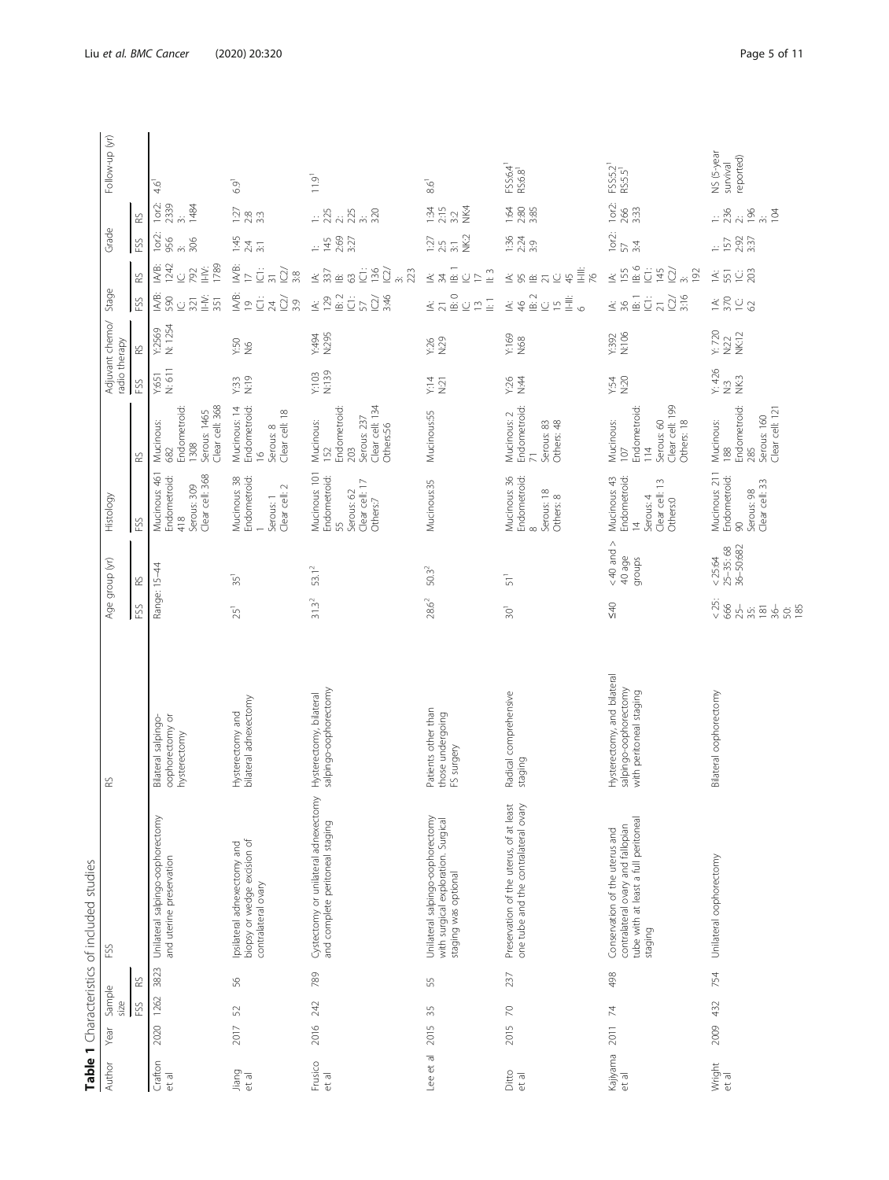**Table 1** Characteristics of included studies

| Author | Year | Sample size | | FSS | RS | Age group (yr) | | Histology | | Adjuvant chemo/radio therapy | | Stage | | Grade | | Follow-up (yr) |
|---|---|---|---|---|---|---|---|---|---|---|---|---|---|---|---|---|
| | | FSS | RS | | | FSS | RS | FSS | RS | FSS | RS | FSS | RS | FSS | RS | |
| Crafton et al | 2020 | 1262 | 3823 | Unilateral salpingo-oophorectomy and uterine preservation | Bilateral salpingo-oophorectomy or hysterectomy | Range: 15–44 | | Mucinous: 461 Endometroid: 418 Serous: 309 Clear cell: 368 | Mucinous: 682 Endometroid: 1308 Serous: 1465 Clear cell: 368 | Y:651 N: 611 | Y:2569 N: 1254 | IA/B: 590 IC: 321 II-IV: 351 | IA/B: 1242 IC: 792 II-IV: 1789 | 1or2: 956 3: 306 | 1or2: 2339 3: 1484 | 4.6[1] |
| Jiang et al | 2017 | 52 | 56 | Ipsilateral adnexectomy and biopsy or wedge excision of contralateral ovary | Hysterectomy and bilateral adnexectomy | 25[1] | 35[1] | Mucinous: 38 Endometroid: 1 Serous: 1 Clear cell: 2 | Mucinous: 14 Endometroid: 16 Serous: 8 Clear cell: 18 | Y:33 N:19 | Y:50 N:6 | IA/B: 19 IC1: 24 IC2/3:9 | IA/B: 17 IC1: 31 IC2/3:8 | 1:45 2:4 3:1 | 1:27 2:8 3:3 | 6.9[1] |
| Frusico et al | 2016 | 242 | 789 | Cystectomy or unilateral adnexectomy and complete peritoneal staging | Hysterectomy, bilateral salpingo-oophorectomy | 31.3[2] | 53.1[2] | Mucinous: 101 Endometroid: 55 Serous: 62 Clear cell: 17 Others:7 | Mucinous: 152 Endometroid: 203 Serous: 237 Clear cell: 134 Others:56 | Y:103 N:139 | Y:494 N:295 | IA: 129 IB: 2 IC1: 57 IC2/3:46 | IA: 337 IB: 63 IC1: 136 IC2/3: 223 | 1: 145 2:69 3:27 | 1: 225 2: 225 3: 320 | 11.9[1] |
| Lee et al | 2015 | 35 | 55 | Unilateral salpingo-oophorectomy with surgical exploration. Surgical staging was optional | Patients other than those undergoing FS surgery | 28.6[2] | 50.3[2] | Mucinous:35 | Mucinous:55 | Y:14 N:21 | Y:26 N:29 | IA: 21 IB: 0 IC: 13 II: 1 | IA: 34 IB: 1 IC: 17 II: 3 | 1:27 2:5 3:1 NK:2 | 1:34 2:15 3:2 NK:4 | 8.6[1] |
| Ditto et al | 2015 | 70 | 237 | Preservation of the uterus, of at least one tube and the contralateral ovary | Radical comprehensive staging | 30[1] | 51[1] | Mucinous: 36 Endometroid: 8 Serous: 18 Others: 8 | Mucinous: 2 Endometroid: 71 Serous: 83 Others: 48 | Y:26 N:44 | Y:169 N:68 | IA: 46 IB: 2 IC: 15 II-III: 6 | IA: 95 IB: 21 IC: 45 II-III: 76 | 1:36 2:24 3:9 | 1:64 2:80 3:85 | FSS:6.4[1] RS:6.8[1] |
| Kajiyama et al | 2011 | 74 | 498 | Conservation of the uterus and contralateral ovary and fallopian tube with at least a full peritoneal staging | Hysterectomy, and bilateral salpingo-oophorectomy with peritoneal staging | ≤40 | <40 and > 40 age groups | Mucinous: 43 Endometroid: 14 Serous: 4 Clear cell: 13 Others:0 | Mucinous: 107 Endometroid: 114 Serous: 60 Clear cell: 199 Others: 18 | Y:54 N:20 | Y:392 N:106 | IA: 36 IB: 1 IC1: 21 IC2/3:16 | IA: 155 IB: 6 IC1: 145 IC2/3: 192 | 1or2: 57 3:4 | 1or2: 266 3:33 | FSS:5.2[1] RS:5.5[1] |
| Wright et al | 2009 | 432 | 754 | Unilateral oophorectomy | Bilateral oophorectomy | <25: 666 25–35: 181 36–50: 185 | <25:64 25–35: 68 36–50:682 | Mucinous: 211 Endometroid: 90 Serous: 98 Clear cell: 33 | Mucinous: 188 Endometroid: 285 Serous: 160 Clear cell: 121 | Y: 426 N:3 NK:3 | Y: 720 N:22 NK:12 | IA: 370 IC: 62 | IA: 551 IC: 203 | 1: 157 2:92 3:37 | 1: 236 2: 196 3: 104 | NS (5-year survival reported) |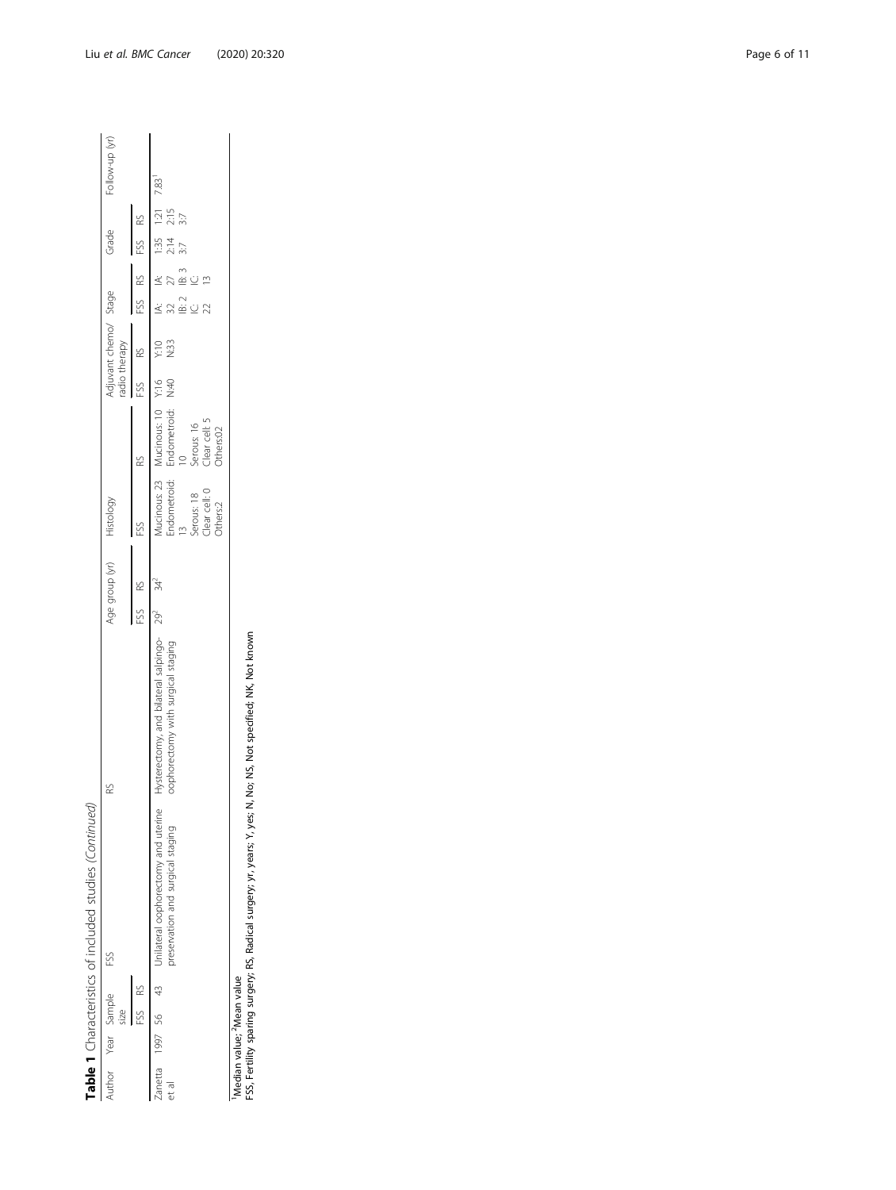**Table 1** Characteristics of included studies *(Continued)*

| Author | Year | Sample size | | FSS | RS | Age group (yr) | | Histology | | Adjuvant chemo/radio therapy | | Stage | | Grade | | Follow-up (yr) |
|---|---|---|---|---|---|---|---|---|---|---|---|---|---|---|---|---|
| | | FSS | RS | | | FSS | RS | FSS | RS | FSS | RS | FSS | RS | FSS | RS | |
| Zanetta et al | 1997 | 56 | 43 | Unilateral oophorectomy and uterine preservation and surgical staging | Hysterectomy, and bilateral salpingo-oophorectomy with surgical staging | 29[2] | 34[2] | Mucinous: 23 Endometroid: 13 Serous: 18 Clear cell: 0 Others:2 | Mucinous: 10 Endometroid: 10 Serous: 16 Clear cell: 5 Others:02 | Y:16 N:40 | Y:10 N:33 | IA: 32 IB: 2 IC: 22 | IA: 27 IB: 3 IC: 13 | 1:35 2:14 3:7 | 1:21 2:15 3:7 | 7.83[1] |

[1]Median value; [2]Mean value

FSS, Fertility sparing surgery; RS, Radical surgery; yr, years; Y, yes; N, No; NS, Not specified; NK, Not known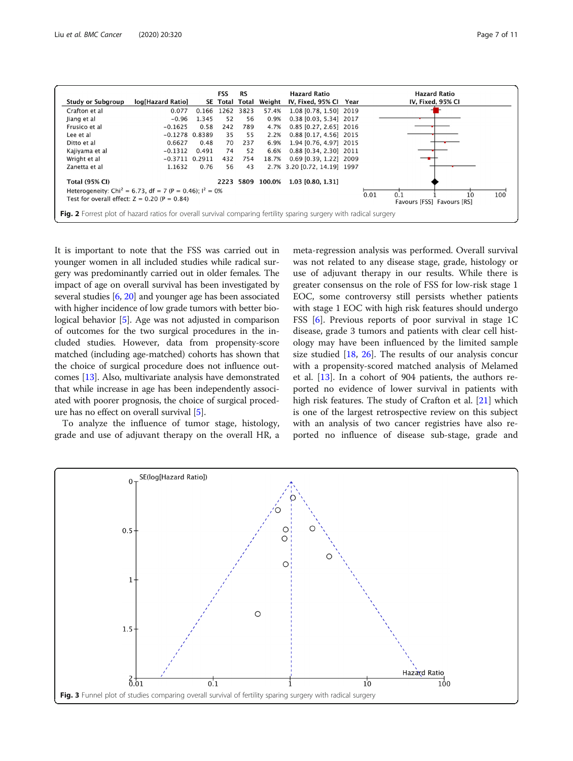| Study or Subgroup | log[Hazard Ratio] | SE | FSS Total | RS Total | Weight | Hazard Ratio IV, Fixed, 95% CI | Year |
|---|---|---|---|---|---|---|---|
| Crafton et al | 0.077 | 0.166 | 1262 | 3823 | 57.4% | 1.08 [0.78, 1.50] | 2019 |
| Jiang et al | −0.96 | 1.345 | 52 | 56 | 0.9% | 0.38 [0.03, 5.34] | 2017 |
| Frusico et al | −0.1625 | 0.58 | 242 | 789 | 4.7% | 0.85 [0.27, 2.65] | 2016 |
| Lee et al | −0.1278 | 0.8389 | 35 | 55 | 2.2% | 0.88 [0.17, 4.56] | 2015 |
| Ditto et al | 0.6627 | 0.48 | 70 | 237 | 6.9% | 1.94 [0.76, 4.97] | 2015 |
| Kajiyama et al | −0.1312 | 0.491 | 74 | 52 | 6.6% | 0.88 [0.34, 2.30] | 2011 |
| Wright et al | −0.3711 | 0.2911 | 432 | 754 | 18.7% | 0.69 [0.39, 1.22] | 2009 |
| Zanetta et al | 1.1632 | 0.76 | 56 | 43 | 2.7% | 3.20 [0.72, 14.19] | 1997 |
| **Total (95% CI)** | | | **2223** | **5809** | **100.0%** | **1.03 [0.80, 1.31]** | |

Heterogeneity: $Chi^2 = 6.73$, $df = 7$ ($P = 0.46$); $I^2 = 0\%$

Test for overall effect: $Z = 0.20$ ($P = 0.84$)

Favours [FSS] Favours [RS]

**Fig. 2** Forrest plot of hazard ratios for overall survival comparing fertility sparing surgery with radical surgery

It is important to note that the FSS was carried out in younger women in all included studies while radical surgery was predominantly carried out in older females. The impact of age on overall survival has been investigated by several studies [6, 20] and younger age has been associated with higher incidence of low grade tumors with better biological behavior [5]. Age was not adjusted in comparison of outcomes for the two surgical procedures in the included studies. However, data from propensity-score matched (including age-matched) cohorts has shown that the choice of surgical procedure does not influence outcomes [13]. Also, multivariate analysis have demonstrated that while increase in age has been independently associated with poorer prognosis, the choice of surgical procedure has no effect on overall survival [5].

To analyze the influence of tumor stage, histology, grade and use of adjuvant therapy on the overall HR, a meta-regression analysis was performed. Overall survival was not related to any disease stage, grade, histology or use of adjuvant therapy in our results. While there is greater consensus on the role of FSS for low-risk stage 1 EOC, some controversy still persists whether patients with stage 1 EOC with high risk features should undergo FSS [6]. Previous reports of poor survival in stage 1C disease, grade 3 tumors and patients with clear cell histology may have been influenced by the limited sample size studied [18, 26]. The results of our analysis concur with a propensity-scored matched analysis of Melamed et al. [13]. In a cohort of 904 patients, the authors reported no evidence of lower survival in patients with high risk features. The study of Crafton et al. [21] which is one of the largest retrospective review on this subject with an analysis of two cancer registries have also reported no influence of disease sub-stage, grade and

**Fig. 3** Funnel plot of studies comparing overall survival of fertility sparing surgery with radical surgery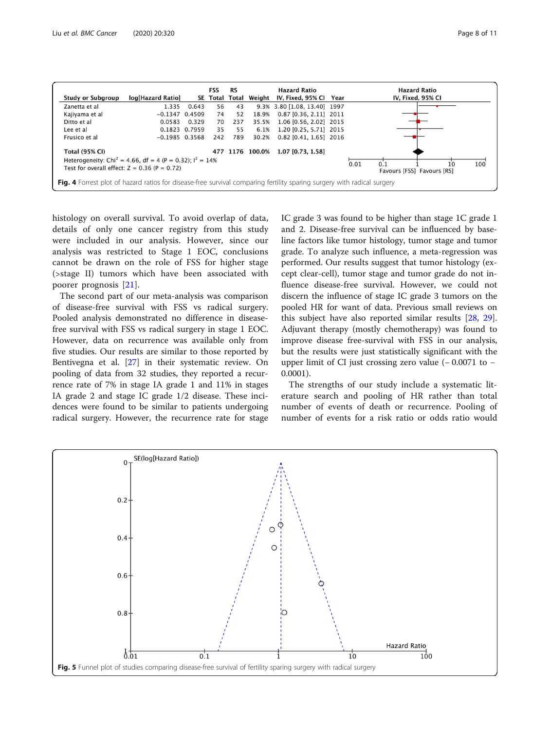| Study or Subgroup | log[Hazard Ratio] | SE | FSS Total | RS Total | Weight | Hazard Ratio IV, Fixed, 95% CI | Year |
|---|---|---|---|---|---|---|---|
| Zanetta et al | 1.335 | 0.643 | 56 | 43 | 9.3% | 3.80 [1.08, 13.40] | 1997 |
| Kajiyama et al | −0.1347 | 0.4509 | 74 | 52 | 18.9% | 0.87 [0.36, 2.11] | 2011 |
| Ditto et al | 0.0583 | 0.329 | 70 | 237 | 35.5% | 1.06 [0.56, 2.02] | 2015 |
| Lee et al | 0.1823 | 0.7959 | 35 | 55 | 6.1% | 1.20 [0.25, 5.71] | 2015 |
| Frusico et al | −0.1985 | 0.3568 | 242 | 789 | 30.2% | 0.82 [0.41, 1.65] | 2016 |
| **Total (95% CI)** | | | **477** | **1176** | **100.0%** | **1.07 [0.73, 1.58]** | |

Heterogeneity: $Chi^2 = 4.66$, $df = 4$ ($P = 0.32$); $I^2 = 14\%$
Test for overall effect: $Z = 0.36$ ($P = 0.72$)

**Fig. 4** Forrest plot of hazard ratios for disease-free survival comparing fertility sparing surgery with radical surgery

histology on overall survival. To avoid overlap of data, details of only one cancer registry from this study were included in our analysis. However, since our analysis was restricted to Stage 1 EOC, conclusions cannot be drawn on the role of FSS for higher stage (>stage II) tumors which have been associated with poorer prognosis [21].

The second part of our meta-analysis was comparison of disease-free survival with FSS vs radical surgery. Pooled analysis demonstrated no difference in disease-free survival with FSS vs radical surgery in stage 1 EOC. However, data on recurrence was available only from five studies. Our results are similar to those reported by Bentivegna et al. [27] in their systematic review. On pooling of data from 32 studies, they reported a recurrence rate of 7% in stage IA grade 1 and 11% in stages IA grade 2 and stage IC grade 1/2 disease. These incidences were found to be similar to patients undergoing radical surgery. However, the recurrence rate for stage IC grade 3 was found to be higher than stage 1C grade 1 and 2. Disease-free survival can be influenced by baseline factors like tumor histology, tumor stage and tumor grade. To analyze such influence, a meta-regression was performed. Our results suggest that tumor histology (except clear-cell), tumor stage and tumor grade do not influence disease-free survival. However, we could not discern the influence of stage IC grade 3 tumors on the pooled HR for want of data. Previous small reviews on this subject have also reported similar results [28, 29]. Adjuvant therapy (mostly chemotherapy) was found to improve disease free-survival with FSS in our analysis, but the results were just statistically significant with the upper limit of CI just crossing zero value (− 0.0071 to − 0.0001).

The strengths of our study include a systematic literature search and pooling of HR rather than total number of events of death or recurrence. Pooling of number of events for a risk ratio or odds ratio would

**Fig. 5** Funnel plot of studies comparing disease-free survival of fertility sparing surgery with radical surgery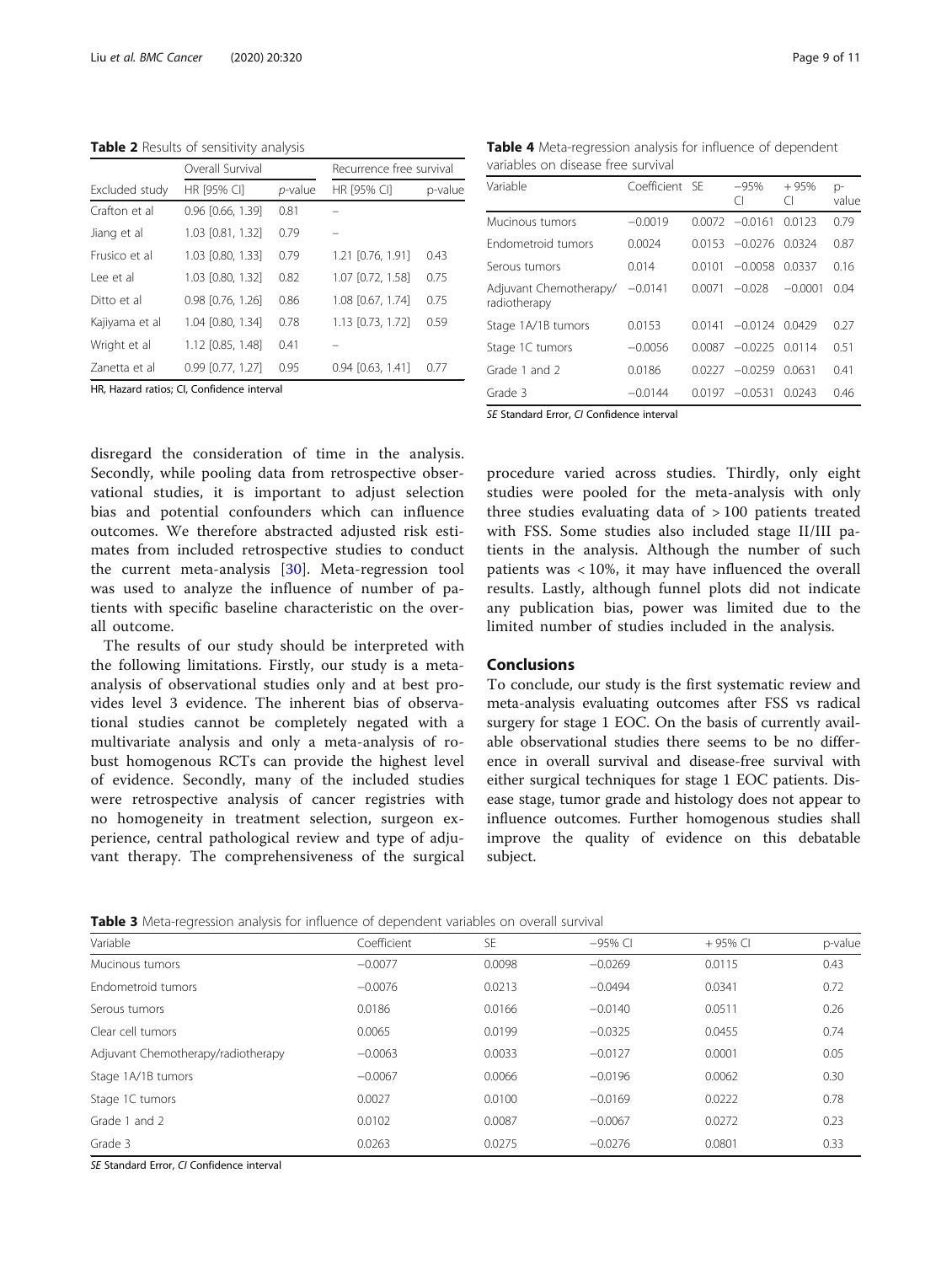**Table 2** Results of sensitivity analysis

| | Overall Survival | | Recurrence free survival | |
|---|---|---|---|---|
| Excluded study | HR [95% CI] | *p*-value | HR [95% CI] | p-value |
| Crafton et al | 0.96 [0.66, 1.39] | 0.81 | – | |
| Jiang et al | 1.03 [0.81, 1.32] | 0.79 | – | |
| Frusico et al | 1.03 [0.80, 1.33] | 0.79 | 1.21 [0.76, 1.91] | 0.43 |
| Lee et al | 1.03 [0.80, 1.32] | 0.82 | 1.07 [0.72, 1.58] | 0.75 |
| Ditto et al | 0.98 [0.76, 1.26] | 0.86 | 1.08 [0.67, 1.74] | 0.75 |
| Kajiyama et al | 1.04 [0.80, 1.34] | 0.78 | 1.13 [0.73, 1.72] | 0.59 |
| Wright et al | 1.12 [0.85, 1.48] | 0.41 | – | |
| Zanetta et al | 0.99 [0.77, 1.27] | 0.95 | 0.94 [0.63, 1.41] | 0.77 |

HR, Hazard ratios; CI, Confidence interval

**Table 4** Meta-regression analysis for influence of dependent variables on disease free survival

| Variable | Coefficient | SE | −95% CI | + 95% CI | p-value |
|---|---|---|---|---|---|
| Mucinous tumors | −0.0019 | 0.0072 | −0.0161 | 0.0123 | 0.79 |
| Endometroid tumors | 0.0024 | 0.0153 | −0.0276 | 0.0324 | 0.87 |
| Serous tumors | 0.014 | 0.0101 | −0.0058 | 0.0337 | 0.16 |
| Adjuvant Chemotherapy/ radiotherapy | −0.0141 | 0.0071 | −0.028 | −0.0001 | 0.04 |
| Stage 1A/1B tumors | 0.0153 | 0.0141 | −0.0124 | 0.0429 | 0.27 |
| Stage 1C tumors | −0.0056 | 0.0087 | −0.0225 | 0.0114 | 0.51 |
| Grade 1 and 2 | 0.0186 | 0.0227 | −0.0259 | 0.0631 | 0.41 |
| Grade 3 | −0.0144 | 0.0197 | −0.0531 | 0.0243 | 0.46 |

*SE* Standard Error, *CI* Confidence interval

disregard the consideration of time in the analysis. Secondly, while pooling data from retrospective observational studies, it is important to adjust selection bias and potential confounders which can influence outcomes. We therefore abstracted adjusted risk estimates from included retrospective studies to conduct the current meta-analysis [30]. Meta-regression tool was used to analyze the influence of number of patients with specific baseline characteristic on the overall outcome.

The results of our study should be interpreted with the following limitations. Firstly, our study is a meta-analysis of observational studies only and at best provides level 3 evidence. The inherent bias of observational studies cannot be completely negated with a multivariate analysis and only a meta-analysis of robust homogenous RCTs can provide the highest level of evidence. Secondly, many of the included studies were retrospective analysis of cancer registries with no homogeneity in treatment selection, surgeon experience, central pathological review and type of adjuvant therapy. The comprehensiveness of the surgical procedure varied across studies. Thirdly, only eight studies were pooled for the meta-analysis with only three studies evaluating data of > 100 patients treated with FSS. Some studies also included stage II/III patients in the analysis. Although the number of such patients was < 10%, it may have influenced the overall results. Lastly, although funnel plots did not indicate any publication bias, power was limited due to the limited number of studies included in the analysis.

## Conclusions

To conclude, our study is the first systematic review and meta-analysis evaluating outcomes after FSS vs radical surgery for stage 1 EOC. On the basis of currently available observational studies there seems to be no difference in overall survival and disease-free survival with either surgical techniques for stage 1 EOC patients. Disease stage, tumor grade and histology does not appear to influence outcomes. Further homogenous studies shall improve the quality of evidence on this debatable subject.

**Table 3** Meta-regression analysis for influence of dependent variables on overall survival

| Variable | Coefficient | SE | −95% CI | + 95% CI | p-value |
|---|---|---|---|---|---|
| Mucinous tumors | −0.0077 | 0.0098 | −0.0269 | 0.0115 | 0.43 |
| Endometroid tumors | −0.0076 | 0.0213 | −0.0494 | 0.0341 | 0.72 |
| Serous tumors | 0.0186 | 0.0166 | −0.0140 | 0.0511 | 0.26 |
| Clear cell tumors | 0.0065 | 0.0199 | −0.0325 | 0.0455 | 0.74 |
| Adjuvant Chemotherapy/radiotherapy | −0.0063 | 0.0033 | −0.0127 | 0.0001 | 0.05 |
| Stage 1A/1B tumors | −0.0067 | 0.0066 | −0.0196 | 0.0062 | 0.30 |
| Stage 1C tumors | 0.0027 | 0.0100 | −0.0169 | 0.0222 | 0.78 |
| Grade 1 and 2 | 0.0102 | 0.0087 | −0.0067 | 0.0272 | 0.23 |
| Grade 3 | 0.0263 | 0.0275 | −0.0276 | 0.0801 | 0.33 |

*SE* Standard Error, *CI* Confidence interval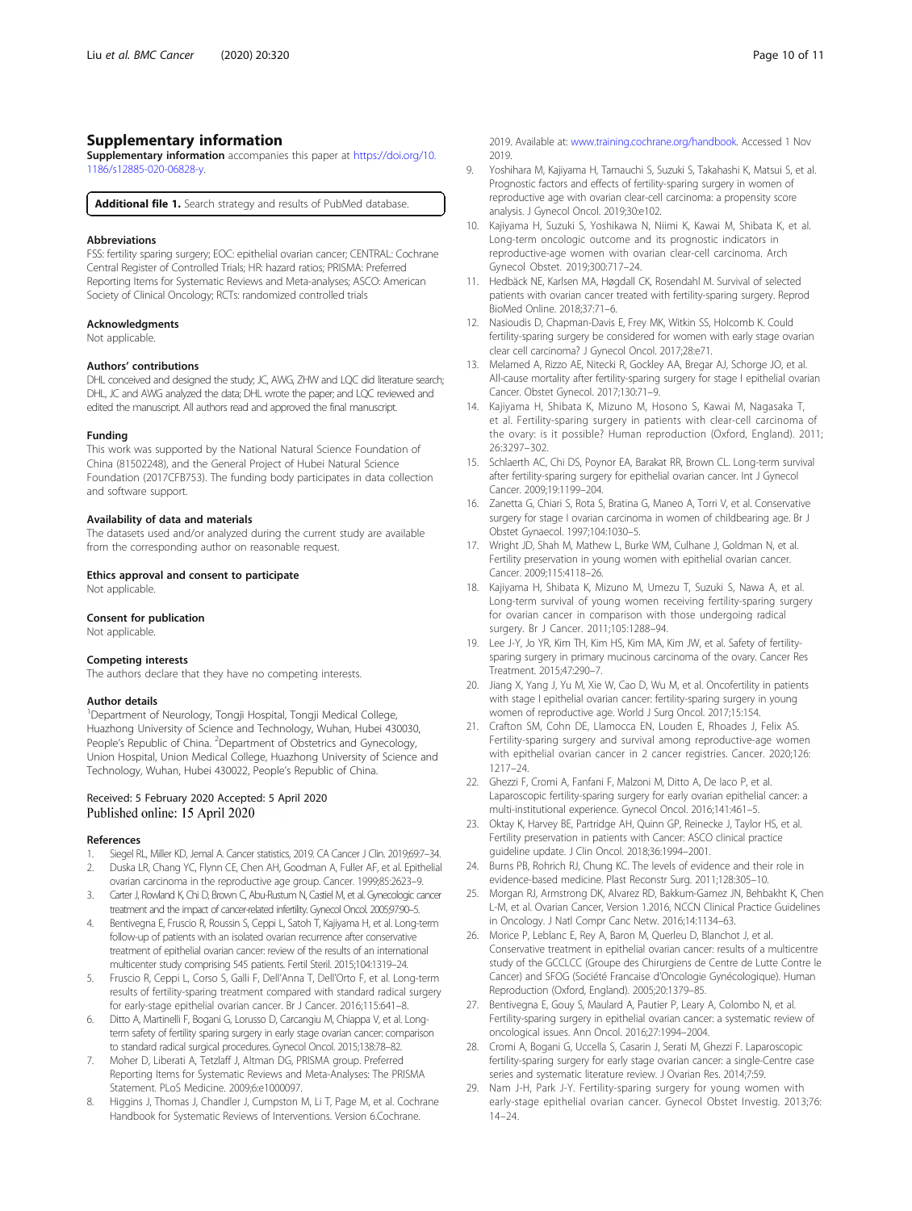## Supplementary information

**Supplementary information** accompanies this paper at https://doi.org/10.1186/s12885-020-06828-y.

**Additional file 1.** Search strategy and results of PubMed database.

### Abbreviations

FSS: fertility sparing surgery; EOC: epithelial ovarian cancer; CENTRAL: Cochrane Central Register of Controlled Trials; HR: hazard ratios; PRISMA: Preferred Reporting Items for Systematic Reviews and Meta-analyses; ASCO: American Society of Clinical Oncology; RCTs: randomized controlled trials

### Acknowledgments

Not applicable.

### Authors' contributions

DHL conceived and designed the study; JC, AWG, ZHW and LQC did literature search; DHL, JC and AWG analyzed the data; DHL wrote the paper; and LQC reviewed and edited the manuscript. All authors read and approved the final manuscript.

### Funding

This work was supported by the National Natural Science Foundation of China (81502248), and the General Project of Hubei Natural Science Foundation (2017CFB753). The funding body participates in data collection and software support.

### Availability of data and materials

The datasets used and/or analyzed during the current study are available from the corresponding author on reasonable request.

### Ethics approval and consent to participate

Not applicable.

### Consent for publication

Not applicable.

### Competing interests

The authors declare that they have no competing interests.

### Author details

[1]Department of Neurology, Tongji Hospital, Tongji Medical College, Huazhong University of Science and Technology, Wuhan, Hubei 430030, People's Republic of China. [2]Department of Obstetrics and Gynecology, Union Hospital, Union Medical College, Huazhong University of Science and Technology, Wuhan, Hubei 430022, People's Republic of China.

Received: 5 February 2020 Accepted: 5 April 2020
Published online: 15 April 2020

### References

1. Siegel RL, Miller KD, Jemal A. Cancer statistics, 2019. CA Cancer J Clin. 2019;69:7–34.
2. Duska LR, Chang YC, Flynn CE, Chen AH, Goodman A, Fuller AF, et al. Epithelial ovarian carcinoma in the reproductive age group. Cancer. 1999;85:2623–9.
3. Carter J, Rowland K, Chi D, Brown C, Abu-Rustum N, Castiel M, et al. Gynecologic cancer treatment and the impact of cancer-related infertility. Gynecol Oncol. 2005;97:90–5.
4. Bentivegna E, Fruscio R, Roussin S, Ceppi L, Satoh T, Kajiyama H, et al. Long-term follow-up of patients with an isolated ovarian recurrence after conservative treatment of epithelial ovarian cancer: review of the results of an international multicenter study comprising 545 patients. Fertil Steril. 2015;104:1319–24.
5. Fruscio R, Ceppi L, Corso S, Galli F, Dell'Anna T, Dell'Orto F, et al. Long-term results of fertility-sparing treatment compared with standard radical surgery for early-stage epithelial ovarian cancer. Br J Cancer. 2016;115:641–8.
6. Ditto A, Martinelli F, Bogani G, Lorusso D, Carcangiu M, Chiappa V, et al. Long-term safety of fertility sparing surgery in early stage ovarian cancer: comparison to standard radical surgical procedures. Gynecol Oncol. 2015;138:78–82.
7. Moher D, Liberati A, Tetzlaff J, Altman DG, PRISMA group. Preferred Reporting Items for Systematic Reviews and Meta-Analyses: The PRISMA Statement. PLoS Medicine. 2009;6:e1000097.
8. Higgins J, Thomas J, Chandler J, Cumpston M, Li T, Page M, et al. Cochrane Handbook for Systematic Reviews of Interventions. Version 6.Cochrane. 2019. Available at: www.training.cochrane.org/handbook. Accessed 1 Nov 2019.
9. Yoshihara M, Kajiyama H, Tamauchi S, Suzuki S, Takahashi K, Matsui S, et al. Prognostic factors and effects of fertility-sparing surgery in women of reproductive age with ovarian clear-cell carcinoma: a propensity score analysis. J Gynecol Oncol. 2019;30:e102.
10. Kajiyama H, Suzuki S, Yoshikawa N, Niimi K, Kawai M, Shibata K, et al. Long-term oncologic outcome and its prognostic indicators in reproductive-age women with ovarian clear-cell carcinoma. Arch Gynecol Obstet. 2019;300:717–24.
11. Hedbäck NE, Karlsen MA, Høgdall CK, Rosendahl M. Survival of selected patients with ovarian cancer treated with fertility-sparing surgery. Reprod BioMed Online. 2018;37:71–6.
12. Nasioudis D, Chapman-Davis E, Frey MK, Witkin SS, Holcomb K. Could fertility-sparing surgery be considered for women with early stage ovarian clear cell carcinoma? J Gynecol Oncol. 2017;28:e71.
13. Melamed A, Rizzo AE, Nitecki R, Gockley AA, Bregar AJ, Schorge JO, et al. All-cause mortality after fertility-sparing surgery for stage I epithelial ovarian Cancer. Obstet Gynecol. 2017;130:71–9.
14. Kajiyama H, Shibata K, Mizuno M, Hosono S, Kawai M, Nagasaka T, et al. Fertility-sparing surgery in patients with clear-cell carcinoma of the ovary: is it possible? Human reproduction (Oxford, England). 2011; 26:3297–302.
15. Schlaerth AC, Chi DS, Poynor EA, Barakat RR, Brown CL. Long-term survival after fertility-sparing surgery for epithelial ovarian cancer. Int J Gynecol Cancer. 2009;19:1199–204.
16. Zanetta G, Chiari S, Rota S, Bratina G, Maneo A, Torri V, et al. Conservative surgery for stage I ovarian carcinoma in women of childbearing age. Br J Obstet Gynaecol. 1997;104:1030–5.
17. Wright JD, Shah M, Mathew L, Burke WM, Culhane J, Goldman N, et al. Fertility preservation in young women with epithelial ovarian cancer. Cancer. 2009;115:4118–26.
18. Kajiyama H, Shibata K, Mizuno M, Umezu T, Suzuki S, Nawa A, et al. Long-term survival of young women receiving fertility-sparing surgery for ovarian cancer in comparison with those undergoing radical surgery. Br J Cancer. 2011;105:1288–94.
19. Lee J-Y, Jo YR, Kim TH, Kim HS, Kim MA, Kim JW, et al. Safety of fertility-sparing surgery in primary mucinous carcinoma of the ovary. Cancer Res Treatment. 2015;47:290–7.
20. Jiang X, Yang J, Yu M, Xie W, Cao D, Wu M, et al. Oncofertility in patients with stage I epithelial ovarian cancer: fertility-sparing surgery in young women of reproductive age. World J Surg Oncol. 2017;15:154.
21. Crafton SM, Cohn DE, Llamocca EN, Louden E, Rhoades J, Felix AS. Fertility-sparing surgery and survival among reproductive-age women with epithelial ovarian cancer in 2 cancer registries. Cancer. 2020;126: 1217–24.
22. Ghezzi F, Cromi A, Fanfani F, Malzoni M, Ditto A, De Iaco P, et al. Laparoscopic fertility-sparing surgery for early ovarian epithelial cancer: a multi-institutional experience. Gynecol Oncol. 2016;141:461–5.
23. Oktay K, Harvey BE, Partridge AH, Quinn GP, Reinecke J, Taylor HS, et al. Fertility preservation in patients with Cancer: ASCO clinical practice guideline update. J Clin Oncol. 2018;36:1994–2001.
24. Burns PB, Rohrich RJ, Chung KC. The levels of evidence and their role in evidence-based medicine. Plast Reconstr Surg. 2011;128:305–10.
25. Morgan RJ, Armstrong DK, Alvarez RD, Bakkum-Gamez JN, Behbakht K, Chen L-M, et al. Ovarian Cancer, Version 1.2016, NCCN Clinical Practice Guidelines in Oncology. J Natl Compr Canc Netw. 2016;14:1134–63.
26. Morice P, Leblanc E, Rey A, Baron M, Querleu D, Blanchot J, et al. Conservative treatment in epithelial ovarian cancer: results of a multicentre study of the GCCLCC (Groupe des Chirurgiens de Centre de Lutte Contre le Cancer) and SFOG (Société Francaise d'Oncologie Gynécologique). Human Reproduction (Oxford, England). 2005;20:1379–85.
27. Bentivegna E, Gouy S, Maulard A, Pautier P, Leary A, Colombo N, et al. Fertility-sparing surgery in epithelial ovarian cancer: a systematic review of oncological issues. Ann Oncol. 2016;27:1994–2004.
28. Cromi A, Bogani G, Uccella S, Casarin J, Serati M, Ghezzi F. Laparoscopic fertility-sparing surgery for early stage ovarian cancer: a single-Centre case series and systematic literature review. J Ovarian Res. 2014;7:59.
29. Nam J-H, Park J-Y. Fertility-sparing surgery for young women with early-stage epithelial ovarian cancer. Gynecol Obstet Investig. 2013;76: 14–24.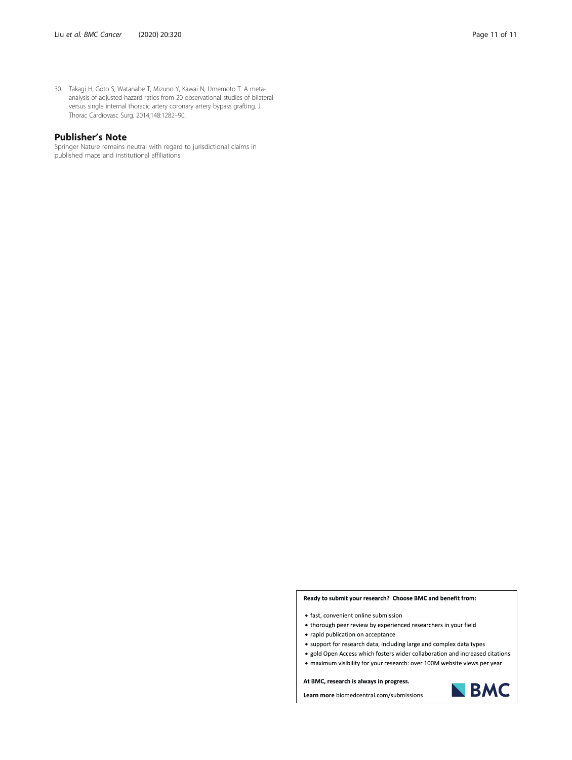30. Takagi H, Goto S, Watanabe T, Mizuno Y, Kawai N, Umemoto T. A meta-analysis of adjusted hazard ratios from 20 observational studies of bilateral versus single internal thoracic artery coronary artery bypass grafting. J Thorac Cardiovasc Surg. 2014;148:1282–90.

## Publisher's Note

Springer Nature remains neutral with regard to jurisdictional claims in published maps and institutional affiliations.

**Ready to submit your research? Choose BMC and benefit from:**

- fast, convenient online submission
- thorough peer review by experienced researchers in your field
- rapid publication on acceptance
- support for research data, including large and complex data types
- gold Open Access which fosters wider collaboration and increased citations
- maximum visibility for your research: over 100M website views per year

**At BMC, research is always in progress.**

**Learn more** biomedcentral.com/submissions

BMC